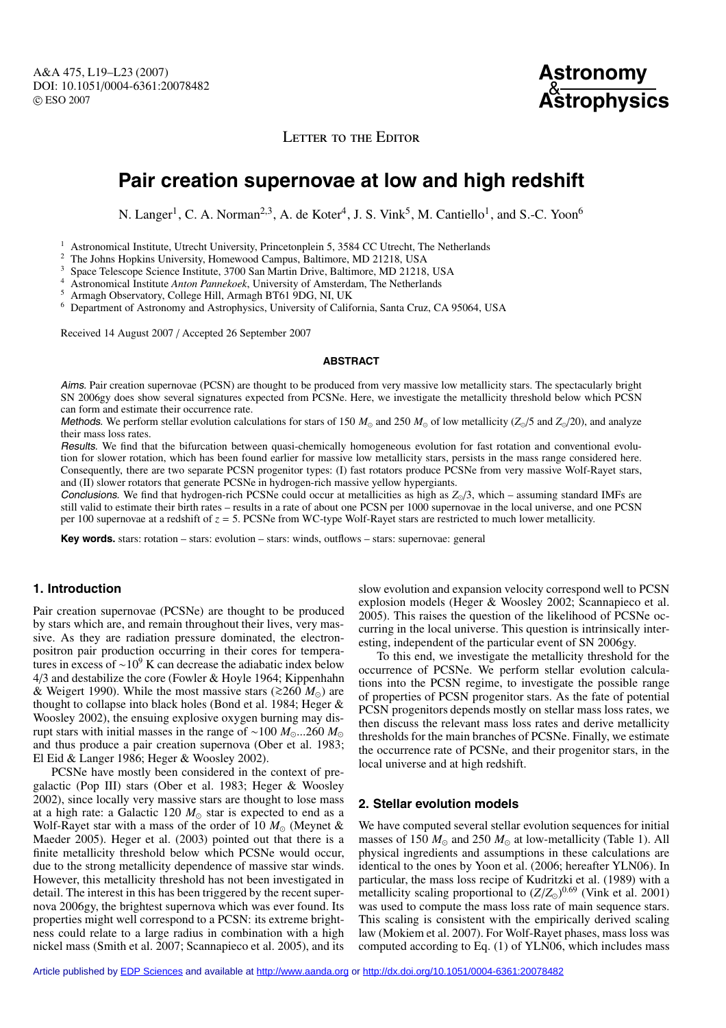Letter to the Editor

# Pair creation supernovae at low and high redshift

N. Langer[1], C. A. Norman[2,3], A. de Koter[4], J. S. Vink[5], M. Cantiello[1], and S.-C. Yoon[6]

[1] Astronomical Institute, Utrecht University, Princetonplein 5, 3584 CC Utrecht, The Netherlands
[2] The Johns Hopkins University, Homewood Campus, Baltimore, MD 21218, USA
[3] Space Telescope Science Institute, 3700 San Martin Drive, Baltimore, MD 21218, USA
[4] Astronomical Institute *Anton Pannekoek*, University of Amsterdam, The Netherlands
[5] Armagh Observatory, College Hill, Armagh BT61 9DG, NI, UK
[6] Department of Astronomy and Astrophysics, University of California, Santa Cruz, CA 95064, USA

Received 14 August 2007 / Accepted 26 September 2007

## ABSTRACT

*Aims.* Pair creation supernovae (PCSN) are thought to be produced from very massive low metallicity stars. The spectacularly bright SN 2006gy does show several signatures expected from PCSNe. Here, we investigate the metallicity threshold below which PCSN can form and estimate their occurrence rate.

*Methods.* We perform stellar evolution calculations for stars of 150 $M_{\odot}$ and 250 $M_{\odot}$ of low metallicity ($Z_{\odot}/5$ and $Z_{\odot}/20$), and analyze their mass loss rates.

*Results.* We find that the bifurcation between quasi-chemically homogeneous evolution for fast rotation and conventional evolution for slower rotation, which has been found earlier for massive low metallicity stars, persists in the mass range considered here. Consequently, there are two separate PCSN progenitor types: (I) fast rotators produce PCSNe from very massive Wolf-Rayet stars, and (II) slower rotators that generate PCSNe in hydrogen-rich massive yellow hypergiants.

*Conclusions.* We find that hydrogen-rich PCSNe could occur at metallicities as high as $Z_{\odot}/3$, which – assuming standard IMFs are still valid to estimate their birth rates – results in a rate of about one PCSN per 1000 supernovae in the local universe, and one PCSN per 100 supernovae at a redshift of $z = 5$. PCSNe from WC-type Wolf-Rayet stars are restricted to much lower metallicity.

**Key words.** stars: rotation – stars: evolution – stars: winds, outflows – stars: supernovae: general

## 1. Introduction

Pair creation supernovae (PCSNe) are thought to be produced by stars which are, and remain throughout their lives, very massive. As they are radiation pressure dominated, the electron-positron pair production occurring in their cores for temperatures in excess of $\sim 10^9$ K can decrease the adiabatic index below 4/3 and destabilize the core (Fowler & Hoyle 1964; Kippenhahn & Weigert 1990). While the most massive stars ($\gtrsim 260\ M_{\odot}$) are thought to collapse into black holes (Bond et al. 1984; Heger & Woosley 2002), the ensuing explosive oxygen burning may disrupt stars with initial masses in the range of $\sim 100\ M_{\odot}...260\ M_{\odot}$ and thus produce a pair creation supernova (Ober et al. 1983; El Eid & Langer 1986; Heger & Woosley 2002).

PCSNe have mostly been considered in the context of pregalactic (Pop III) stars (Ober et al. 1983; Heger & Woosley 2002), since locally very massive stars are thought to lose mass at a high rate: a Galactic 120 $M_{\odot}$ star is expected to end as a Wolf-Rayet star with a mass of the order of 10 $M_{\odot}$ (Meynet & Maeder 2005). Heger et al. (2003) pointed out that there is a finite metallicity threshold below which PCSNe would occur, due to the strong metallicity dependence of massive star winds. However, this metallicity threshold has not been investigated in detail. The interest in this has been triggered by the recent supernova 2006gy, the brightest supernova which was ever found. Its properties might well correspond to a PCSN: its extreme brightness could relate to a large radius in combination with a high nickel mass (Smith et al. 2007; Scannapieco et al. 2005), and its slow evolution and expansion velocity correspond well to PCSN explosion models (Heger & Woosley 2002; Scannapieco et al. 2005). This raises the question of the likelihood of PCSNe occurring in the local universe. This question is intrinsically interesting, independent of the particular event of SN 2006gy.

To this end, we investigate the metallicity threshold for the occurrence of PCSNe. We perform stellar evolution calculations into the PCSN regime, to investigate the possible range of properties of PCSN progenitor stars. As the fate of potential PCSN progenitors depends mostly on stellar mass loss rates, we then discuss the relevant mass loss rates and derive metallicity thresholds for the main branches of PCSNe. Finally, we estimate the occurrence rate of PCSNe, and their progenitor stars, in the local universe and at high redshift.

## 2. Stellar evolution models

We have computed several stellar evolution sequences for initial masses of 150 $M_{\odot}$ and 250 $M_{\odot}$ at low-metallicity (Table 1). All physical ingredients and assumptions in these calculations are identical to the ones by Yoon et al. (2006; hereafter YLN06). In particular, the mass loss recipe of Kudritzki et al. (1989) with a metallicity scaling proportional to $(Z/Z_{\odot})^{0.69}$ (Vink et al. 2001) was used to compute the mass loss rate of main sequence stars. This scaling is consistent with the empirically derived scaling law (Mokiem et al. 2007). For Wolf-Rayet phases, mass loss was computed according to Eq. (1) of YLN06, which includes mass

Article published by EDP Sciences and available at http://www.aanda.org or http://dx.doi.org/10.1051/0004-6361:20078482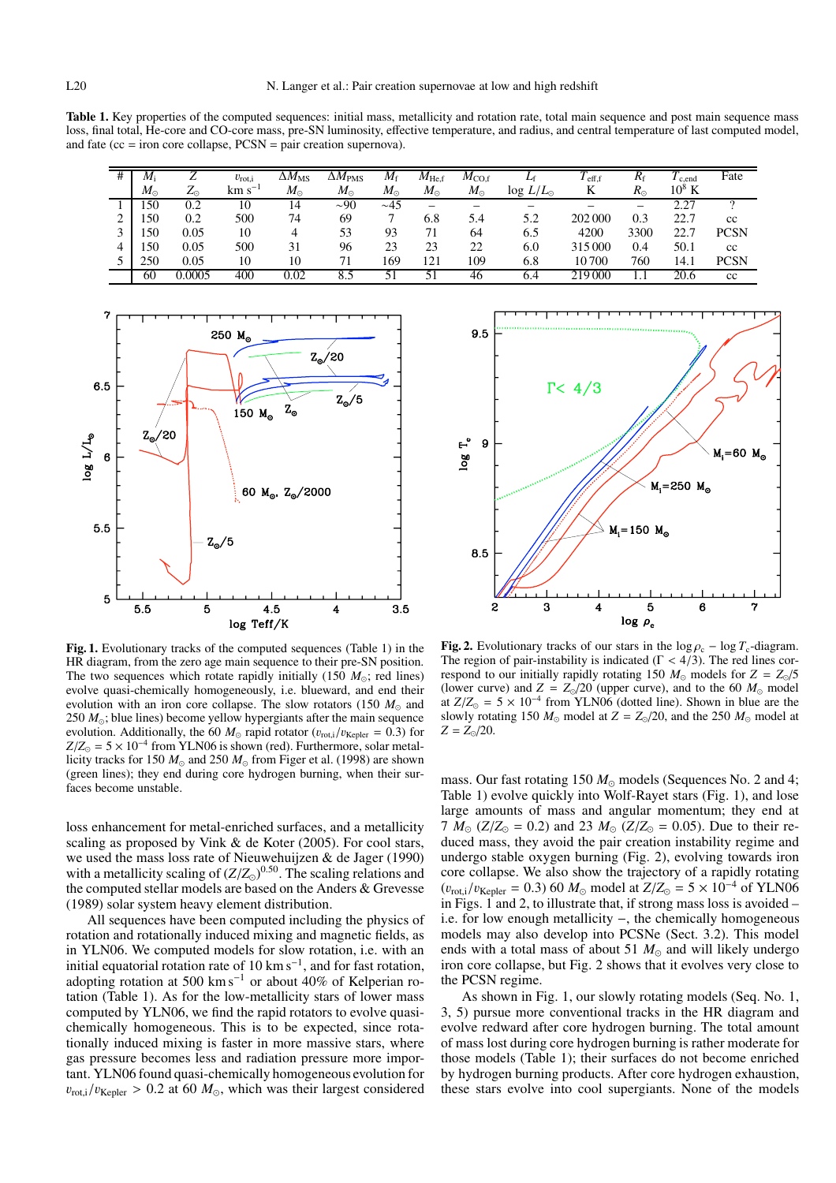**Table 1.** Key properties of the computed sequences: initial mass, metallicity and rotation rate, total main sequence and post main sequence mass loss, final total, He-core and CO-core mass, pre-SN luminosity, effective temperature, and radius, and central temperature of last computed model, and fate (cc = iron core collapse, PCSN = pair creation supernova).

| # | $M_i$ | $Z$ | $v_{rot,i}$ | $\Delta M_{MS}$ | $\Delta M_{PMS}$ | $M_f$ | $M_{He,f}$ | $M_{CO,f}$ | $L_f$ | $T_{eff,f}$ | $R_f$ | $T_{c,end}$ | Fate |
|---|---|---|---|---|---|---|---|---|---|---|---|---|---|
| | $M_\odot$ | $Z_\odot$ | km s$^{-1}$ | $M_\odot$ | $M_\odot$ | $M_\odot$ | $M_\odot$ | $M_\odot$ | log $L/L_\odot$ | K | $R_\odot$ | $10^8$ K | |
| 1 | 150 | 0.2 | 10 | 14 | ~90 | ~45 | – | – | – | – | – | 2.27 | ? |
| 2 | 150 | 0.2 | 500 | 74 | 69 | 7 | 6.8 | 5.4 | 5.2 | 202 000 | 0.3 | 22.7 | cc |
| 3 | 150 | 0.05 | 10 | 4 | 53 | 93 | 71 | 64 | 6.5 | 4200 | 3300 | 22.7 | PCSN |
| 4 | 150 | 0.05 | 500 | 31 | 96 | 23 | 23 | 22 | 6.0 | 315 000 | 0.4 | 50.1 | cc |
| 5 | 250 | 0.05 | 10 | 10 | 71 | 169 | 121 | 109 | 6.8 | 10 700 | 760 | 14.1 | PCSN |
| | 60 | 0.0005 | 400 | 0.02 | 8.5 | 51 | 51 | 46 | 6.4 | 219 000 | 1.1 | 20.6 | cc |

**Fig. 1.** Evolutionary tracks of the computed sequences (Table 1) in the HR diagram, from the zero age main sequence to their pre-SN position. The two sequences which rotate rapidly initially (150 $M_\odot$; red lines) evolve quasi-chemically homogeneously, i.e. blueward, and end their evolution with an iron core collapse. The slow rotators (150 $M_\odot$ and 250 $M_\odot$; blue lines) become yellow hypergiants after the main sequence evolution. Additionally, the 60 $M_\odot$ rapid rotator ($v_{rot,i}/v_{Kepler} = 0.3$) for $Z/Z_\odot = 5\times10^{-4}$ from YLN06 is shown (red). Furthermore, solar metallicity tracks for 150 $M_\odot$ and 250 $M_\odot$ from Figer et al. (1998) are shown (green lines); they end during core hydrogen burning, when their surfaces become unstable.

**Fig. 2.** Evolutionary tracks of our stars in the log $\rho_c$ – log $T_c$-diagram. The region of pair-instability is indicated ($\Gamma < 4/3$). The red lines correspond to our initially rapidly rotating 150 $M_\odot$ models for $Z = Z_\odot/5$ (lower curve) and $Z = Z_\odot/20$ (upper curve), and to the 60 $M_\odot$ model at $Z/Z_\odot = 5\times10^{-4}$ from YLN06 (dotted line). Shown in blue are the slowly rotating 150 $M_\odot$ model at $Z = Z_\odot/20$, and the 250 $M_\odot$ model at $Z = Z_\odot/20$.

loss enhancement for metal-enriched surfaces, and a metallicity scaling as proposed by Vink & de Koter (2005). For cool stars, we used the mass loss rate of Nieuwehuijzen & de Jager (1990) with a metallicity scaling of $(Z/Z_\odot)^{0.50}$. The scaling relations and the computed stellar models are based on the Anders & Grevesse (1989) solar system heavy element distribution.

All sequences have been computed including the physics of rotation and rotationally induced mixing and magnetic fields, as in YLN06. We computed models for slow rotation, i.e. with an initial equatorial rotation rate of 10 km s$^{-1}$, and for fast rotation, adopting rotation at 500 km s$^{-1}$ or about 40% of Kelperian rotation (Table 1). As for the low-metallicity stars of lower mass computed by YLN06, we find the rapid rotators to evolve quasi-chemically homogeneous. This is to be expected, since rotationally induced mixing is faster in more massive stars, where gas pressure becomes less and radiation pressure more important. YLN06 found quasi-chemically homogeneous evolution for $v_{rot,i}/v_{Kepler} > 0.2$ at 60 $M_\odot$, which was their largest considered mass. Our fast rotating 150 $M_\odot$ models (Sequences No. 2 and 4; Table 1) evolve quickly into Wolf-Rayet stars (Fig. 1), and lose large amounts of mass and angular momentum; they end at 7 $M_\odot$ ($Z/Z_\odot = 0.2$) and 23 $M_\odot$ ($Z/Z_\odot = 0.05$). Due to their reduced mass, they avoid the pair creation instability regime and undergo stable oxygen burning (Fig. 2), evolving towards iron core collapse. We also show the trajectory of a rapidly rotating ($v_{rot,i}/v_{Kepler} = 0.3$) 60 $M_\odot$ model at $Z/Z_\odot = 5\times10^{-4}$ of YLN06 in Figs. 1 and 2, to illustrate that, if strong mass loss is avoided – i.e. for low enough metallicity –, the chemically homogeneous models may also develop into PCSNe (Sect. 3.2). This model ends with a total mass of about 51 $M_\odot$ and will likely undergo iron core collapse, but Fig. 2 shows that it evolves very close to the PCSN regime.

As shown in Fig. 1, our slowly rotating models (Seq. No. 1, 3, 5) pursue more conventional tracks in the HR diagram and evolve redward after core hydrogen burning. The total amount of mass lost during core hydrogen burning is rather moderate for those models (Table 1); their surfaces do not become enriched by hydrogen burning products. After core hydrogen exhaustion, these stars evolve into cool supergiants. None of the models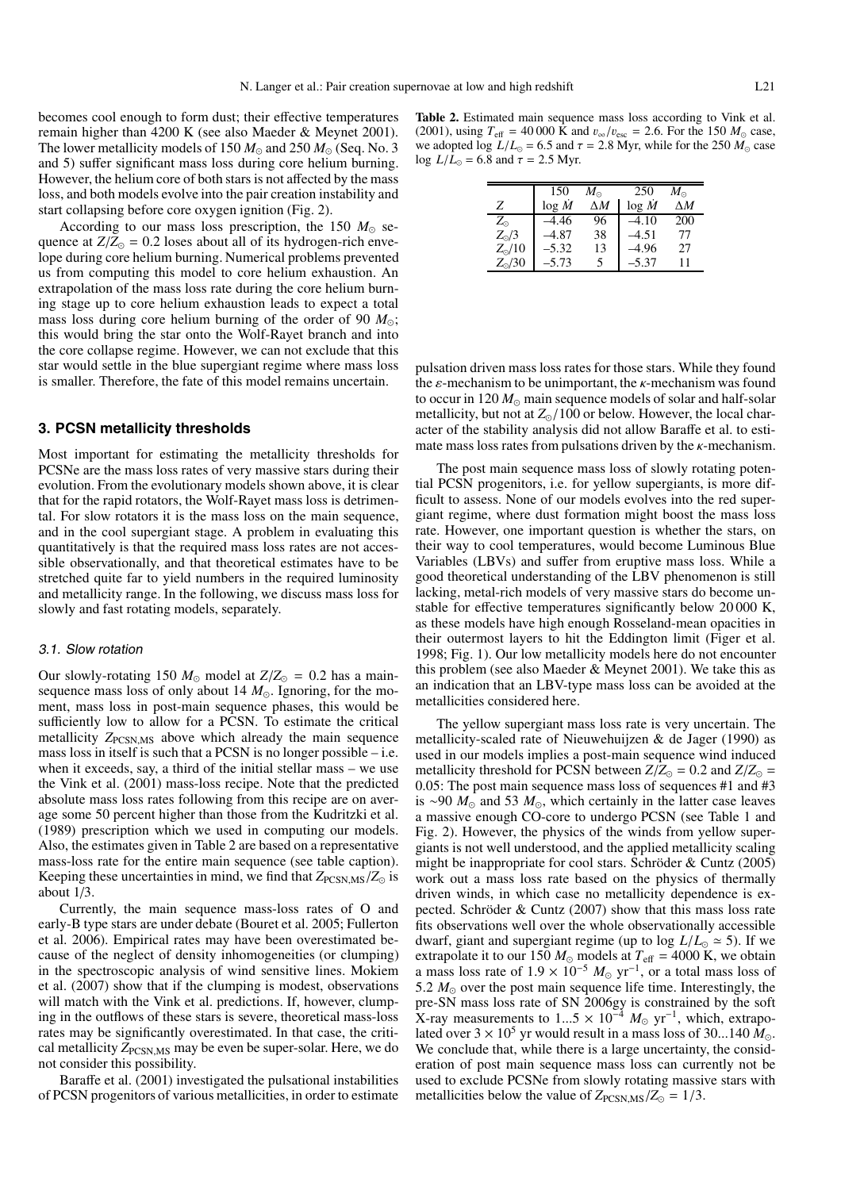becomes cool enough to form dust; their effective temperatures remain higher than 4200 K (see also Maeder & Meynet 2001). The lower metallicity models of 150 $M_\odot$ and 250 $M_\odot$ (Seq. No. 3 and 5) suffer significant mass loss during core helium burning. However, the helium core of both stars is not affected by the mass loss, and both models evolve into the pair creation instability and start collapsing before core oxygen ignition (Fig. 2).

According to our mass loss prescription, the 150 $M_\odot$ sequence at $Z/Z_\odot = 0.2$ loses about all of its hydrogen-rich envelope during core helium burning. Numerical problems prevented us from computing this model to core helium exhaustion. An extrapolation of the mass loss rate during the core helium burning stage up to core helium exhaustion leads to expect a total mass loss during core helium burning of the order of 90 $M_\odot$; this would bring the star onto the Wolf-Rayet branch and into the core collapse regime. However, we can not exclude that this star would settle in the blue supergiant regime where mass loss is smaller. Therefore, the fate of this model remains uncertain.

## 3. PCSN metallicity thresholds

Most important for estimating the metallicity thresholds for PCSNe are the mass loss rates of very massive stars during their evolution. From the evolutionary models shown above, it is clear that for the rapid rotators, the Wolf-Rayet mass loss is detrimental. For slow rotators it is the mass loss on the main sequence, and in the cool supergiant stage. A problem in evaluating this quantitatively is that the required mass loss rates are not accessible observationally, and that theoretical estimates have to be stretched quite far to yield numbers in the required luminosity and metallicity range. In the following, we discuss mass loss for slowly and fast rotating models, separately.

### 3.1. Slow rotation

Our slowly-rotating 150 $M_\odot$ model at $Z/Z_\odot = 0.2$ has a main-sequence mass loss of only about 14 $M_\odot$. Ignoring, for the moment, mass loss in post-main sequence phases, this would be sufficiently low to allow for a PCSN. To estimate the critical metallicity $Z_{\rm PCSN,MS}$ above which already the main sequence mass loss in itself is such that a PCSN is no longer possible – i.e. when it exceeds, say, a third of the initial stellar mass – we use the Vink et al. (2001) mass-loss recipe. Note that the predicted absolute mass loss rates following from this recipe are on average some 50 percent higher than those from the Kudritzki et al. (1989) prescription which we used in computing our models. Also, the estimates given in Table 2 are based on a representative mass-loss rate for the entire main sequence (see table caption). Keeping these uncertainties in mind, we find that $Z_{\rm PCSN,MS}/Z_\odot$ is about 1/3.

Currently, the main sequence mass-loss rates of O and early-B type stars are under debate (Bouret et al. 2005; Fullerton et al. 2006). Empirical rates may have been overestimated because of the neglect of density inhomogeneities (or clumping) in the spectroscopic analysis of wind sensitive lines. Mokiem et al. (2007) show that if the clumping is modest, observations will match with the Vink et al. predictions. If, however, clumping in the outflows of these stars is severe, theoretical mass-loss rates may be significantly overestimated. In that case, the critical metallicity $Z_{\rm PCSN,MS}$ may be even be super-solar. Here, we do not consider this possibility.

Baraffe et al. (2001) investigated the pulsational instabilities of PCSN progenitors of various metallicities, in order to estimate pulsation driven mass loss rates for those stars. While they found the $\varepsilon$-mechanism to be unimportant, the $\kappa$-mechanism was found to occur in 120 $M_\odot$ main sequence models of solar and half-solar metallicity, but not at $Z_\odot/100$ or below. However, the local character of the stability analysis did not allow Baraffe et al. to estimate mass loss rates from pulsations driven by the $\kappa$-mechanism.

**Table 2.** Estimated main sequence mass loss according to Vink et al. (2001), using $T_{\rm eff} = 40\,000$ K and $v_\infty/v_{\rm esc} = 2.6$. For the 150 $M_\odot$ case, we adopted $\log L/L_\odot = 6.5$ and $\tau = 2.8$ Myr, while for the 250 $M_\odot$ case $\log L/L_\odot = 6.8$ and $\tau = 2.5$ Myr.

| | 150 $M_\odot$ | | 250 $M_\odot$ | |
|---|---|---|---|---|
| $Z$ | $\log \dot{M}$ | $\Delta M$ | $\log \dot{M}$ | $\Delta M$ |
| $Z_\odot$ | –4.46 | 96 | –4.10 | 200 |
| $Z_\odot/3$ | –4.87 | 38 | –4.51 | 77 |
| $Z_\odot/10$ | –5.32 | 13 | –4.96 | 27 |
| $Z_\odot/30$ | –5.73 | 5 | –5.37 | 11 |

The post main sequence mass loss of slowly rotating potential PCSN progenitors, i.e. for yellow supergiants, is more difficult to assess. None of our models evolves into the red supergiant regime, where dust formation might boost the mass loss rate. However, one important question is whether the stars, on their way to cool temperatures, would become Luminous Blue Variables (LBVs) and suffer from eruptive mass loss. While a good theoretical understanding of the LBV phenomenon is still lacking, metal-rich models of very massive stars do become unstable for effective temperatures significantly below 20 000 K, as these models have high enough Rosseland-mean opacities in their outermost layers to hit the Eddington limit (Figer et al. 1998; Fig. 1). Our low metallicity models here do not encounter this problem (see also Maeder & Meynet 2001). We take this as an indication that an LBV-type mass loss can be avoided at the metallicities considered here.

The yellow supergiant mass loss rate is very uncertain. The metallicity-scaled rate of Nieuwehuijzen & de Jager (1990) as used in our models implies a post-main sequence wind induced metallicity threshold for PCSN between $Z/Z_\odot = 0.2$ and $Z/Z_\odot = 0.05$: The post main sequence mass loss of sequences #1 and #3 is ~90 $M_\odot$ and 53 $M_\odot$, which certainly in the latter case leaves a massive enough CO-core to undergo PCSN (see Table 1 and Fig. 2). However, the physics of the winds from yellow supergiants is not well understood, and the applied metallicity scaling might be inappropriate for cool stars. Schröder & Cuntz (2005) work out a mass loss rate based on the physics of thermally driven winds, in which case no metallicity dependence is expected. Schröder & Cuntz (2007) show that this mass loss rate fits observations well over the whole observationally accessible dwarf, giant and supergiant regime (up to $\log L/L_\odot \simeq 5$). If we extrapolate it to our 150 $M_\odot$ models at $T_{\rm eff} = 4000$ K, we obtain a mass loss rate of $1.9 \times 10^{-5}$ $M_\odot$ yr$^{-1}$, or a total mass loss of 5.2 $M_\odot$ over the post main sequence life time. Interestingly, the pre-SN mass loss rate of SN 2006gy is constrained by the soft X-ray measurements to $1...5 \times 10^{-4}$ $M_\odot$ yr$^{-1}$, which, extrapolated over $3 \times 10^5$ yr would result in a mass loss of 30...140 $M_\odot$. We conclude that, while there is a large uncertainty, the consideration of post main sequence mass loss can currently not be used to exclude PCSNe from slowly rotating massive stars with metallicities below the value of $Z_{\rm PCSN,MS}/Z_\odot = 1/3$.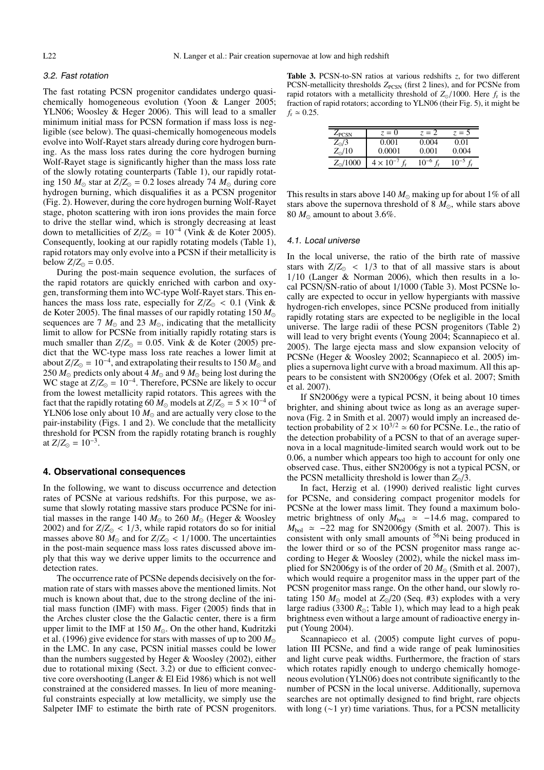### 3.2. Fast rotation

The fast rotating PCSN progenitor candidates undergo quasi-chemically homogeneous evolution (Yoon & Langer 2005; YLN06; Woosley & Heger 2006). This will lead to a smaller minimum initial mass for PCSN formation if mass loss is negligible (see below). The quasi-chemically homogeneous models evolve into Wolf-Rayet stars already during core hydrogen burning. As the mass loss rates during the core hydrogen burning Wolf-Rayet stage is significantly higher than the mass loss rate of the slowly rotating counterparts (Table 1), our rapidly rotating 150 $M_\odot$ star at $Z/Z_\odot = 0.2$ loses already 74 $M_\odot$ during core hydrogen burning, which disqualifies it as a PCSN progenitor (Fig. 2). However, during the core hydrogen burning Wolf-Rayet stage, photon scattering with iron ions provides the main force to drive the stellar wind, which is strongly decreasing at least down to metallicities of $Z/Z_\odot = 10^{-4}$ (Vink & de Koter 2005). Consequently, looking at our rapidly rotating models (Table 1), rapid rotators may only evolve into a PCSN if their metallicity is below $Z/Z_\odot = 0.05$.

During the post-main sequence evolution, the surfaces of the rapid rotators are quickly enriched with carbon and oxygen, transforming them into WC-type Wolf-Rayet stars. This enhances the mass loss rate, especially for $Z/Z_\odot < 0.1$ (Vink & de Koter 2005). The final masses of our rapidly rotating 150 $M_\odot$ sequences are 7 $M_\odot$ and 23 $M_\odot$, indicating that the metallicity limit to allow for PCSNe from initially rapidly rotating stars is much smaller than $Z/Z_\odot = 0.05$. Vink & de Koter (2005) predict that the WC-type mass loss rate reaches a lower limit at about $Z/Z_\odot = 10^{-4}$, and extrapolating their results to 150 $M_\odot$ and 250 $M_\odot$ predicts only about 4 $M_\odot$ and 9 $M_\odot$ being lost during the WC stage at $Z/Z_\odot = 10^{-4}$. Therefore, PCSNe are likely to occur from the lowest metallicity rapid rotators. This agrees with the fact that the rapidly rotating 60 $M_\odot$ models at $Z/Z_\odot = 5\times10^{-4}$ of YLN06 lose only about 10 $M_\odot$ and are actually very close to the pair-instability (Figs. 1 and 2). We conclude that the metallicity threshold for PCSN from the rapidly rotating branch is roughly at $Z/Z_\odot = 10^{-3}$.

## 4. Observational consequences

In the following, we want to discuss occurrence and detection rates of PCSNe at various redshifts. For this purpose, we assume that slowly rotating massive stars produce PCSNe for initial masses in the range 140 $M_\odot$ to 260 $M_\odot$ (Heger & Woosley 2002) and for $Z/Z_\odot < 1/3$, while rapid rotators do so for initial masses above 80 $M_\odot$ and for $Z/Z_\odot < 1/1000$. The uncertainties in the post-main sequence mass loss rates discussed above imply that this way we derive upper limits to the occurrence and detection rates.

The occurrence rate of PCSNe depends decisively on the formation rate of stars with masses above the mentioned limits. Not much is known about that, due to the strong decline of the initial mass function (IMF) with mass. Figer (2005) finds that in the Arches cluster close the the Galactic center, there is a firm upper limit to the IMF at 150 $M_\odot$. On the other hand, Kudritzki et al. (1996) give evidence for stars with masses of up to 200 $M_\odot$ in the LMC. In any case, PCSN initial masses could be lower than the numbers suggested by Heger & Woosley (2002), either due to rotational mixing (Sect. 3.2) or due to efficient convective core overshooting (Langer & El Eid 1986) which is not well constrained at the considered masses. In lieu of more meaningful constraints especially at low metallicity, we simply use the Salpeter IMF to estimate the birth rate of PCSN progenitors.

**Table 3.** PCSN-to-SN ratios at various redshifts $z$, for two different PCSN-metallicity thresholds $Z_{\rm PCSN}$ (first 2 lines), and for PCSNe from rapid rotators with a metallicity threshold of $Z_\odot/1000$. Here $f_{\rm r}$ is the fraction of rapid rotators; according to YLN06 (their Fig. 5), it might be $f_{\rm r} \simeq 0.25$.

| $Z_{\rm PCSN}$ | $z = 0$ | $z = 2$ | $z = 5$ |
|---|---|---|---|
| $Z_\odot/3$ | 0.001 | 0.004 | 0.01 |
| $Z_\odot/10$ | 0.0001 | 0.001 | 0.004 |
| $Z_\odot/1000$ | $4\times10^{-7}\, f_{\rm r}$ | $10^{-6}\, f_{\rm r}$ | $10^{-5}\, f_{\rm r}$ |

This results in stars above 140 $M_\odot$ making up for about 1% of all stars above the supernova threshold of 8 $M_\odot$, while stars above 80 $M_\odot$ amount to about 3.6%.

### 4.1. Local universe

In the local universe, the ratio of the birth rate of massive stars with $Z/Z_\odot < 1/3$ to that of all massive stars is about 1/10 (Langer & Norman 2006), which then results in a local PCSN/SN-ratio of about 1/1000 (Table 3). Most PCSNe locally are expected to occur in yellow hypergiants with massive hydrogen-rich envelopes, since PCSNe produced from initially rapidly rotating stars are expected to be negligible in the local universe. The large radii of these PCSN progenitors (Table 2) will lead to very bright events (Young 2004; Scannapieco et al. 2005). The large ejecta mass and slow expansion velocity of PCSNe (Heger & Woosley 2002; Scannapieco et al. 2005) implies a supernova light curve with a broad maximum. All this appears to be consistent with SN2006gy (Ofek et al. 2007; Smith et al. 2007).

If SN2006gy were a typical PCSN, it being about 10 times brighter, and shining about twice as long as an average supernova (Fig. 2 in Smith et al. 2007) would imply an increased detection probability of $2\times10^{3/2} \simeq 60$ for PCSNe. I.e., the ratio of the detection probability of a PCSN to that of an average supernova in a local magnitude-limited search would work out to be 0.06, a number which appears too high to account for only one observed case. Thus, either SN2006gy is not a typical PCSN, or the PCSN metallicity threshold is lower than $Z_\odot/3$.

In fact, Herzig et al. (1990) derived realistic light curves for PCSNe, and considering compact progenitor models for PCSNe at the lower mass limit. They found a maximum bolometric brightness of only $M_{\rm bol} \simeq -14.6$ mag, compared to $M_{\rm bol} \simeq -22$ mag for SN2006gy (Smith et al. 2007). This is consistent with only small amounts of $^{56}$Ni being produced in the lower third or so of the PCSN progenitor mass range according to Heger & Woosley (2002), while the nickel mass implied for SN2006gy is of the order of 20 $M_\odot$ (Smith et al. 2007), which would require a progenitor mass in the upper part of the PCSN progenitor mass range. On the other hand, our slowly rotating 150 $M_\odot$ model at $Z_\odot/20$ (Seq. #3) explodes with a very large radius (3300 $R_\odot$; Table 1), which may lead to a high peak brightness even without a large amount of radioactive energy input (Young 2004).

Scannapieco et al. (2005) compute light curves of population III PCSNe, and find a wide range of peak luminosities and light curve peak widths. Furthermore, the fraction of stars which rotates rapidly enough to undergo chemically homogeneous evolution (YLN06) does not contribute significantly to the number of PCSN in the local universe. Additionally, supernova searches are not optimally designed to find bright, rare objects with long (∼1 yr) time variations. Thus, for a PCSN metallicity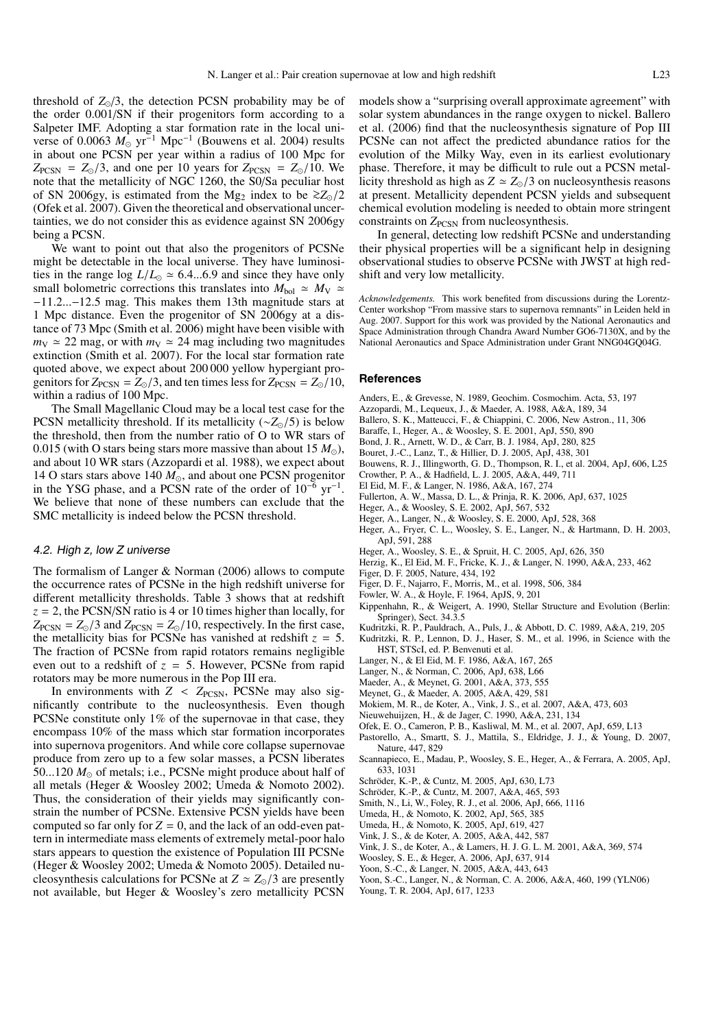threshold of $Z_{\odot}/3$, the detection PCSN probability may be of the order 0.001/SN if their progenitors form according to a Salpeter IMF. Adopting a star formation rate in the local universe of 0.0063 $M_{\odot}$ yr$^{-1}$ Mpc$^{-1}$ (Bouwens et al. 2004) results in about one PCSN per year within a radius of 100 Mpc for $Z_{\rm PCSN} = Z_{\odot}/3$, and one per 10 years for $Z_{\rm PCSN} = Z_{\odot}/10$. We note that the metallicity of NGC 1260, the S0/Sa peculiar host of SN 2006gy, is estimated from the Mg$_2$ index to be $\gtrsim Z_{\odot}/2$ (Ofek et al. 2007). Given the theoretical and observational uncertainties, we do not consider this as evidence against SN 2006gy being a PCSN.

We want to point out that also the progenitors of PCSNe might be detectable in the local universe. They have luminosities in the range $\log L/L_{\odot} \simeq 6.4...6.9$ and since they have only small bolometric corrections this translates into $M_{\rm bol} \simeq M_{\rm V} \simeq -11.2...-12.5$ mag. This makes them 13th magnitude stars at 1 Mpc distance. Even the progenitor of SN 2006gy at a distance of 73 Mpc (Smith et al. 2006) might have been visible with $m_{\rm V} \simeq 22$ mag, or with $m_{\rm V} \simeq 24$ mag including two magnitudes extinction (Smith et al. 2007). For the local star formation rate quoted above, we expect about 200 000 yellow hypergiant progenitors for $Z_{\rm PCSN} = Z_{\odot}/3$, and ten times less for $Z_{\rm PCSN} = Z_{\odot}/10$, within a radius of 100 Mpc.

The Small Magellanic Cloud may be a local test case for the PCSN metallicity threshold. If its metallicity ($\sim Z_{\odot}/5$) is below the threshold, then from the number ratio of O to WR stars of 0.015 (with O stars being stars more massive than about 15 $M_{\odot}$), and about 10 WR stars (Azzopardi et al. 1988), we expect about 14 O stars stars above 140 $M_{\odot}$, and about one PCSN progenitor in the YSG phase, and a PCSN rate of the order of $10^{-6}$ yr$^{-1}$. We believe that none of these numbers can exclude that the SMC metallicity is indeed below the PCSN threshold.

### *4.2. High z, low Z universe*

The formalism of Langer & Norman (2006) allows to compute the occurrence rates of PCSNe in the high redshift universe for different metallicity thresholds. Table 3 shows that at redshift $z = 2$, the PCSN/SN ratio is 4 or 10 times higher than locally, for $Z_{\rm PCSN} = Z_{\odot}/3$ and $Z_{\rm PCSN} = Z_{\odot}/10$, respectively. In the first case, the metallicity bias for PCSNe has vanished at redshift $z = 5$. The fraction of PCSNe from rapid rotators remains negligible even out to a redshift of $z = 5$. However, PCSNe from rapid rotators may be more numerous in the Pop III era.

In environments with $Z < Z_{\rm PCSN}$, PCSNe may also significantly contribute to the nucleosynthesis. Even though PCSNe constitute only 1% of the supernovae in that case, they encompass 10% of the mass which star formation incorporates into supernova progenitors. And while core collapse supernovae produce from zero up to a few solar masses, a PCSN liberates 50...120 $M_{\odot}$ of metals; i.e., PCSNe might produce about half of all metals (Heger & Woosley 2002; Umeda & Nomoto 2002). Thus, the consideration of their yields may significantly constrain the number of PCSNe. Extensive PCSN yields have been computed so far only for $Z = 0$, and the lack of an odd-even pattern in intermediate mass elements of extremely metal-poor halo stars appears to question the existence of Population III PCSNe (Heger & Woosley 2002; Umeda & Nomoto 2005). Detailed nucleosynthesis calculations for PCSNe at $Z \simeq Z_{\odot}/3$ are presently not available, but Heger & Woosley's zero metallicity PCSN models show a "surprising overall approximate agreement" with solar system abundances in the range oxygen to nickel. Ballero et al. (2006) find that the nucleosynthesis signature of Pop III PCSNe can not affect the predicted abundance ratios for the evolution of the Milky Way, even in its earliest evolutionary phase. Therefore, it may be difficult to rule out a PCSN metallicity threshold as high as $Z \simeq Z_{\odot}/3$ on nucleosynthesis reasons at present. Metallicity dependent PCSN yields and subsequent chemical evolution modeling is needed to obtain more stringent constraints on $Z_{\rm PCSN}$ from nucleosynthesis.

In general, detecting low redshift PCSNe and understanding their physical properties will be a significant help in designing observational studies to observe PCSNe with JWST at high redshift and very low metallicity.

*Acknowledgements.* This work benefited from discussions during the Lorentz-Center workshop "From massive stars to supernova remnants" in Leiden held in Aug. 2007. Support for this work was provided by the National Aeronautics and Space Administration through Chandra Award Number GO6-7130X, and by the National Aeronautics and Space Administration under Grant NNG04GQ04G.

## References

Anders, E., & Grevesse, N. 1989, Geochim. Cosmochim. Acta, 53, 197
Azzopardi, M., Lequeux, J., & Maeder, A. 1988, A&A, 189, 34
Ballero, S. K., Matteucci, F., & Chiappini, C. 2006, New Astron., 11, 306
Baraffe, I., Heger, A., & Woosley, S. E. 2001, ApJ, 550, 890
Bond, J. R., Arnett, W. D., & Carr, B. J. 1984, ApJ, 280, 825
Bouret, J.-C., Lanz, T., & Hillier, D. J. 2005, ApJ, 438, 301
Bouwens, R. J., Illingworth, G. D., Thompson, R. I., et al. 2004, ApJ, 606, L25
Crowther, P. A., & Hadfield, L. J. 2005, A&A, 449, 711
El Eid, M. F., & Langer, N. 1986, A&A, 167, 274
Fullerton, A. W., Massa, D. L., & Prinja, R. K. 2006, ApJ, 637, 1025
Heger, A., & Woosley, S. E. 2002, ApJ, 567, 532
Heger, A., Langer, N., & Woosley, S. E. 2000, ApJ, 528, 368
Heger, A., Fryer, C. L., Woosley, S. E., Langer, N., & Hartmann, D. H. 2003, ApJ, 591, 288
Heger, A., Woosley, S. E., & Spruit, H. C. 2005, ApJ, 626, 350
Herzig, K., El Eid, M. F., Fricke, K. J., & Langer, N. 1990, A&A, 233, 462
Figer, D. F. 2005, Nature, 434, 192
Figer, D. F., Najarro, F., Morris, M., et al. 1998, ApJ, 506, 384
Fowler, W. A., & Hoyle, F. 1964, ApJS, 9, 201
Kippenhahn, R., & Weigert, A. 1990, Stellar Structure and Evolution (Berlin: Springer), Sect. 34.3.5
Kudritzki, R. P., Pauldrach, A., Puls, J., & Abbott, D. C. 1989, A&A, 219, 205
Kudritzki, R. P., Lennon, D. J., Haser, S. M., et al. 1996, in Science with the HST, STScI, ed. P. Benvenuti et al.
Langer, N., & El Eid, M. F. 1986, A&A, 167, 265
Langer, N., & Norman, C. 2006, ApJ, 638, L66
Maeder, A., & Meynet, G. 2001, A&A, 373, 555
Meynet, G., & Maeder, A. 2005, A&A, 429, 581
Mokiem, M. R., de Koter, A., Vink, J. S., et al. 2007, A&A, 473, 603
Nieuwehuijzen, H., & de Jager, C. 1990, A&A, 231, 134
Ofek, E. O., Cameron, P. B., Kasliwal, M. M., et al. 2007, ApJ, 659, L13
Pastorello, A., Smartt, S. J., Mattila, S., Eldridge, J. J., & Young, D. 2007, Nature, 447, 829
Scannapieco, E., Madau, P., Woosley, S. E., Heger, A., & Ferrara, A. 2005, ApJ, 633, 1031
Schröder, K.-P., & Cuntz, M. 2005, ApJ, 630, L73
Schröder, K.-P., & Cuntz, M. 2007, A&A, 465, 593
Smith, N., Li, W., Foley, R. J., et al. 2006, ApJ, 666, 1116
Umeda, H., & Nomoto, K. 2002, ApJ, 565, 385
Umeda, H., & Nomoto, K. 2005, ApJ, 619, 427
Vink, J. S., & de Koter, A. 2005, A&A, 442, 587
Vink, J. S., de Koter, A., & Lamers, H. J. G. L. M. 2001, A&A, 369, 574
Woosley, S. E., & Heger, A. 2006, ApJ, 637, 914
Yoon, S.-C., & Langer, N. 2005, A&A, 443, 643
Yoon, S.-C., Langer, N., & Norman, C. A. 2006, A&A, 460, 199 (YLN06)
Young, T. R. 2004, ApJ, 617, 1233